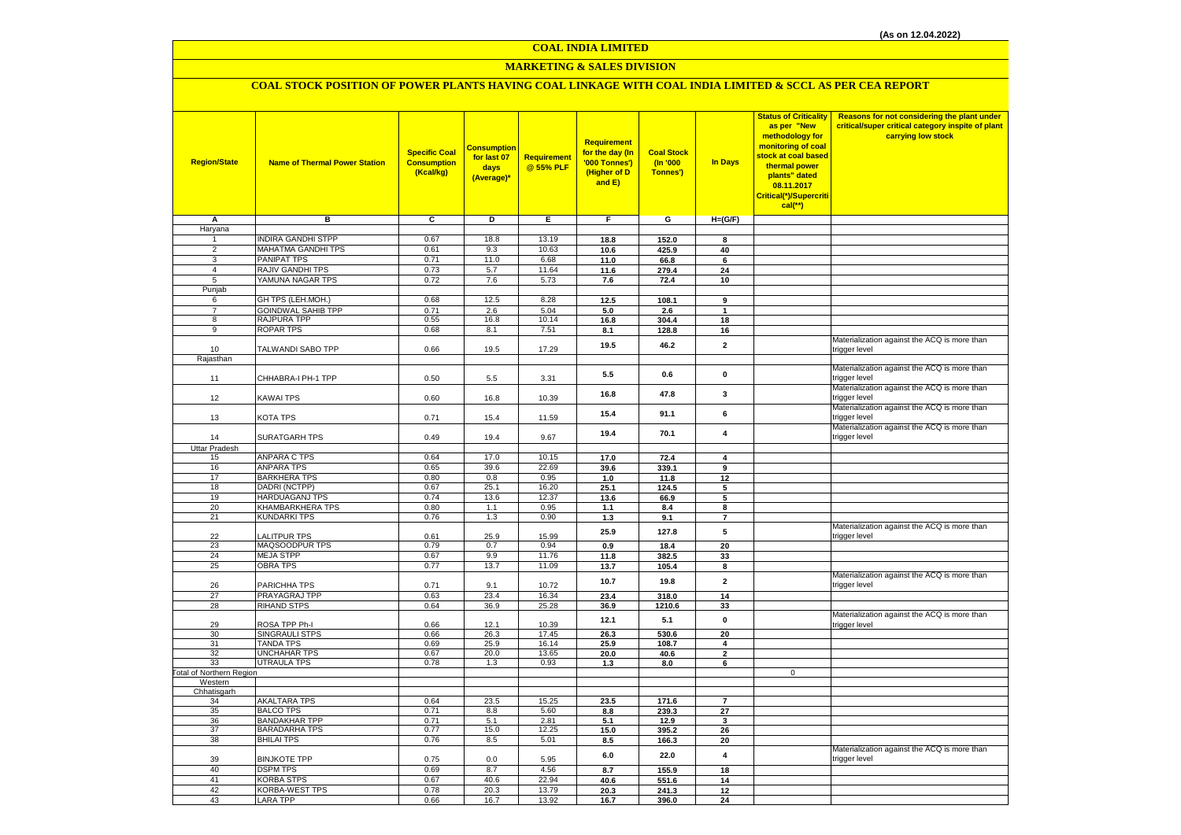(As on 12.04.2022)

# COAL INDIA LIMITED

## MARKETING & SALES DIVISION

### COAL STOCK POSITION OF POWER PLANTS HAVING COAL LINKAGE WITH COAL INDIA LIMITED & SCCL AS PER CEA REPORT

| Region/State | Name of Thermal Power Station | Specific Coal Consumption (Kcal/kg) | Consumption for last 07 days (Average)* | Requirement @ 55% PLF | Requirement for the day (In '000 Tonnes') (Higher of D and E) | Coal Stock (In '000 Tonnes') | In Days | Status of Criticality as per "New methodology for monitoring of coal stock at coal based thermal power plants" dated 08.11.2017 Critical(*)/Supercritical(**) | Reasons for not considering the plant under critical/super critical category inspite of plant carrying low stock |
|---|---|---|---|---|---|---|---|---|---|
| A | B | C | D | E | F | G | H=(G/F) | | |
| Haryana | | | | | | | | | |
| 1 | INDIRA GANDHI STPP | 0.67 | 18.8 | 13.19 | 18.8 | 152.0 | 8 | | |
| 2 | MAHATMA GANDHI TPS | 0.61 | 9.3 | 10.63 | 10.6 | 425.9 | 40 | | |
| 3 | PANIPAT TPS | 0.71 | 11.0 | 6.68 | 11.0 | 66.8 | 6 | | |
| 4 | RAJIV GANDHI TPS | 0.73 | 5.7 | 11.64 | 11.6 | 279.4 | 24 | | |
| 5 | YAMUNA NAGAR TPS | 0.72 | 7.6 | 5.73 | 7.6 | 72.4 | 10 | | |
| Punjab | | | | | | | | | |
| 6 | GH TPS (LEH.MOH.) | 0.68 | 12.5 | 8.28 | 12.5 | 108.1 | 9 | | |
| 7 | GOINDWAL SAHIB TPP | 0.71 | 2.6 | 5.04 | 5.0 | 2.6 | 1 | | |
| 8 | RAJPURA TPP | 0.55 | 16.8 | 10.14 | 16.8 | 304.4 | 18 | | |
| 9 | ROPAR TPS | 0.68 | 8.1 | 7.51 | 8.1 | 128.8 | 16 | | |
| 10 | TALWANDI SABO TPP | 0.66 | 19.5 | 17.29 | 19.5 | 46.2 | 2 | | Materialization against the ACQ is more than trigger level |
| Rajasthan | | | | | | | | | |
| 11 | CHHABRA-I PH-1 TPP | 0.50 | 5.5 | 3.31 | 5.5 | 0.6 | 0 | | Materialization against the ACQ is more than trigger level |
| 12 | KAWAI TPS | 0.60 | 16.8 | 10.39 | 16.8 | 47.8 | 3 | | Materialization against the ACQ is more than trigger level |
| 13 | KOTA TPS | 0.71 | 15.4 | 11.59 | 15.4 | 91.1 | 6 | | Materialization against the ACQ is more than trigger level |
| 14 | SURATGARH TPS | 0.49 | 19.4 | 9.67 | 19.4 | 70.1 | 4 | | Materialization against the ACQ is more than trigger level |
| Uttar Pradesh | | | | | | | | | |
| 15 | ANPARA C TPS | 0.64 | 17.0 | 10.15 | 17.0 | 72.4 | 4 | | |
| 16 | ANPARA TPS | 0.65 | 39.6 | 22.69 | 39.6 | 339.1 | 9 | | |
| 17 | BARKHERA TPS | 0.80 | 0.8 | 0.95 | 1.0 | 11.8 | 12 | | |
| 18 | DADRI (NCTPP) | 0.67 | 25.1 | 16.20 | 25.1 | 124.5 | 5 | | |
| 19 | HARDUAGANJ TPS | 0.74 | 13.6 | 12.37 | 13.6 | 66.9 | 5 | | |
| 20 | KHAMBARKHERA TPS | 0.80 | 1.1 | 0.95 | 1.1 | 8.4 | 8 | | |
| 21 | KUNDARKI TPS | 0.76 | 1.3 | 0.90 | 1.3 | 9.1 | 7 | | |
| 22 | LALITPUR TPS | 0.61 | 25.9 | 15.99 | 25.9 | 127.8 | 5 | | Materialization against the ACQ is more than trigger level |
| 23 | MAQSOODPUR TPS | 0.79 | 0.7 | 0.94 | 0.9 | 18.4 | 20 | | |
| 24 | MEJA STPP | 0.67 | 9.9 | 11.76 | 11.8 | 382.5 | 33 | | |
| 25 | OBRA TPS | 0.77 | 13.7 | 11.09 | 13.7 | 105.4 | 8 | | |
| 26 | PARICHHA TPS | 0.71 | 9.1 | 10.72 | 10.7 | 19.8 | 2 | | Materialization against the ACQ is more than trigger level |
| 27 | PRAYAGRAJ TPP | 0.63 | 23.4 | 16.34 | 23.4 | 318.0 | 14 | | |
| 28 | RIHAND STPS | 0.64 | 36.9 | 25.28 | 36.9 | 1210.6 | 33 | | |
| 29 | ROSA TPP Ph-I | 0.66 | 12.1 | 10.39 | 12.1 | 5.1 | 0 | | Materialization against the ACQ is more than trigger level |
| 30 | SINGRAULI STPS | 0.66 | 26.3 | 17.45 | 26.3 | 530.6 | 20 | | |
| 31 | TANDA TPS | 0.69 | 25.9 | 16.14 | 25.9 | 108.7 | 4 | | |
| 32 | UNCHAHAR TPS | 0.67 | 20.0 | 13.65 | 20.0 | 40.6 | 2 | | |
| 33 | UTRAULA TPS | 0.78 | 1.3 | 0.93 | 1.3 | 8.0 | 6 | | |
| Total of Northern Region | | | | | | | | 0 | |
| Western | | | | | | | | | |
| Chhatisgarh | | | | | | | | | |
| 34 | AKALTARA TPS | 0.64 | 23.5 | 15.25 | 23.5 | 171.6 | 7 | | |
| 35 | BALCO TPS | 0.71 | 8.8 | 5.60 | 8.8 | 239.3 | 27 | | |
| 36 | BANDAKHAR TPP | 0.71 | 5.1 | 2.81 | 5.1 | 12.9 | 3 | | |
| 37 | BARADARHA TPS | 0.77 | 15.0 | 12.25 | 15.0 | 395.2 | 26 | | |
| 38 | BHILAI TPS | 0.76 | 8.5 | 5.01 | 8.5 | 166.3 | 20 | | |
| 39 | BINJKOTE TPP | 0.75 | 0.0 | 5.95 | 6.0 | 22.0 | 4 | | Materialization against the ACQ is more than trigger level |
| 40 | DSPM TPS | 0.69 | 8.7 | 4.56 | 8.7 | 155.9 | 18 | | |
| 41 | KORBA STPS | 0.67 | 40.6 | 22.94 | 40.6 | 551.6 | 14 | | |
| 42 | KORBA-WEST TPS | 0.78 | 20.3 | 13.79 | 20.3 | 241.3 | 12 | | |
| 43 | LARA TPP | 0.66 | 16.7 | 13.92 | 16.7 | 396.0 | 24 | | |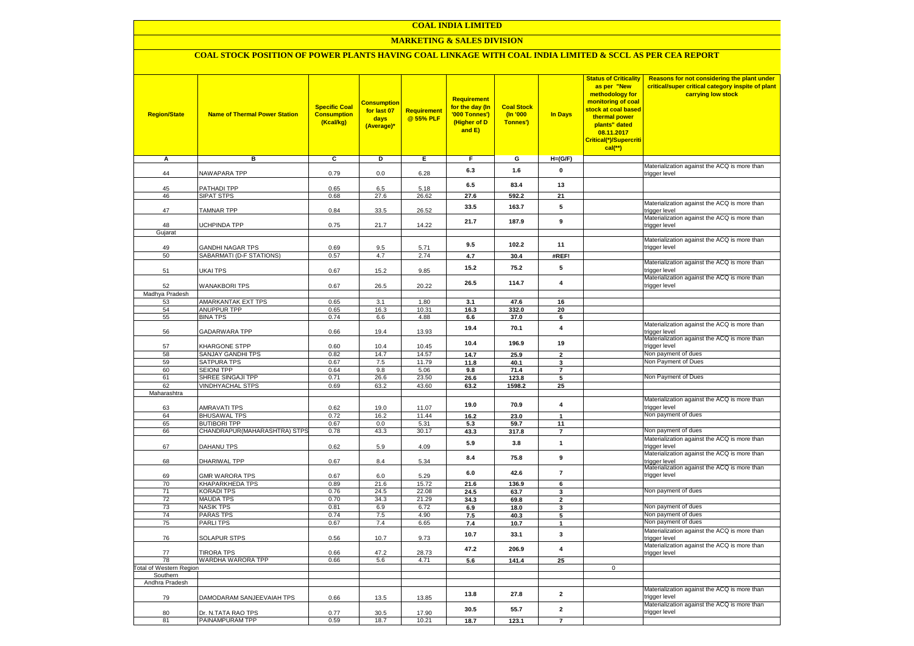# COAL INDIA LIMITED

## MARKETING & SALES DIVISION

### COAL STOCK POSITION OF POWER PLANTS HAVING COAL LINKAGE WITH COAL INDIA LIMITED & SCCL AS PER CEA REPORT

| Region/State | Name of Thermal Power Station | Specific Coal Consumption (Kcal/kg) | Consumption for last 07 days (Average)* | Requirement @ 55% PLF | Requirement for the day (In '000 Tonnes') (Higher of D and E) | Coal Stock (In '000 Tonnes') | In Days | Status of Criticality as per "New methodology for monitoring of coal stock at coal based thermal power plants" dated 08.11.2017 Critical(*)/Supercritical(**) | Reasons for not considering the plant under critical/super critical category inspite of plant carrying low stock |
|---|---|---|---|---|---|---|---|---|---|
| A | B | C | D | E | F | G | H=(G/F) | | |
| 44 | NAWAPARA TPP | 0.79 | 0.0 | 6.28 | 6.3 | 1.6 | 0 | | Materialization against the ACQ is more than trigger level |
| 45 | PATHADI TPP | 0.65 | 6.5 | 5.18 | 6.5 | 83.4 | 13 | | |
| 46 | SIPAT STPS | 0.68 | 27.6 | 26.62 | 27.6 | 592.2 | 21 | | |
| 47 | TAMNAR TPP | 0.84 | 33.5 | 26.52 | 33.5 | 163.7 | 5 | | Materialization against the ACQ is more than trigger level |
| 48 | UCHPINDA TPP | 0.75 | 21.7 | 14.22 | 21.7 | 187.9 | 9 | | Materialization against the ACQ is more than trigger level |
| Gujarat | | | | | | | | | |
| 49 | GANDHI NAGAR TPS | 0.69 | 9.5 | 5.71 | 9.5 | 102.2 | 11 | | Materialization against the ACQ is more than trigger level |
| 50 | SABARMATI (D-F STATIONS) | 0.57 | 4.7 | 2.74 | 4.7 | 30.4 | #REF! | | |
| 51 | UKAI TPS | 0.67 | 15.2 | 9.85 | 15.2 | 75.2 | 5 | | Materialization against the ACQ is more than trigger level |
| 52 | WANAKBORI TPS | 0.67 | 26.5 | 20.22 | 26.5 | 114.7 | 4 | | Materialization against the ACQ is more than trigger level |
| Madhya Pradesh | | | | | | | | | |
| 53 | AMARKANTAK EXT TPS | 0.65 | 3.1 | 1.80 | 3.1 | 47.6 | 16 | | |
| 54 | ANUPPUR TPP | 0.65 | 16.3 | 10.31 | 16.3 | 332.0 | 20 | | |
| 55 | BINA TPS | 0.74 | 6.6 | 4.88 | 6.6 | 37.0 | 6 | | |
| 56 | GADARWARA TPP | 0.66 | 19.4 | 13.93 | 19.4 | 70.1 | 4 | | Materialization against the ACQ is more than trigger level |
| 57 | KHARGONE STPP | 0.60 | 10.4 | 10.45 | 10.4 | 196.9 | 19 | | Materialization against the ACQ is more than trigger level |
| 58 | SANJAY GANDHI TPS | 0.82 | 14.7 | 14.57 | 14.7 | 25.9 | 2 | | Non payment of dues |
| 59 | SATPURA TPS | 0.67 | 7.5 | 11.79 | 11.8 | 40.1 | 3 | | Non Payment of Dues |
| 60 | SEIONI TPP | 0.64 | 9.8 | 5.06 | 9.8 | 71.4 | 7 | | |
| 61 | SHREE SINGAJI TPP | 0.71 | 26.6 | 23.50 | 26.6 | 123.8 | 5 | | Non Payment of Dues |
| 62 | VINDHYACHAL STPS | 0.69 | 63.2 | 43.60 | 63.2 | 1598.2 | 25 | | |
| Maharashtra | | | | | | | | | |
| 63 | AMRAVATI TPS | 0.62 | 19.0 | 11.07 | 19.0 | 70.9 | 4 | | Materialization against the ACQ is more than trigger level |
| 64 | BHUSAWAL TPS | 0.72 | 16.2 | 11.44 | 16.2 | 23.0 | 1 | | Non payment of dues |
| 65 | BUTIBORI TPP | 0.67 | 0.0 | 5.31 | 5.3 | 59.7 | 11 | | |
| 66 | CHANDRAPUR(MAHARASHTRA) STPS | 0.78 | 43.3 | 30.17 | 43.3 | 317.8 | 7 | | Non payment of dues |
| 67 | DAHANU TPS | 0.62 | 5.9 | 4.09 | 5.9 | 3.8 | 1 | | Materialization against the ACQ is more than trigger level |
| 68 | DHARIWAL TPP | 0.67 | 8.4 | 5.34 | 8.4 | 75.8 | 9 | | Materialization against the ACQ is more than trigger level |
| 69 | GMR WARORA TPS | 0.67 | 6.0 | 5.29 | 6.0 | 42.6 | 7 | | Materialization against the ACQ is more than trigger level |
| 70 | KHAPARKHEDA TPS | 0.89 | 21.6 | 15.72 | 21.6 | 136.9 | 6 | | |
| 71 | KORADI TPS | 0.76 | 24.5 | 22.08 | 24.5 | 63.7 | 3 | | Non payment of dues |
| 72 | MAUDA TPS | 0.70 | 34.3 | 21.29 | 34.3 | 69.8 | 2 | | |
| 73 | NASIK TPS | 0.81 | 6.9 | 6.72 | 6.9 | 18.0 | 3 | | Non payment of dues |
| 74 | PARAS TPS | 0.74 | 7.5 | 4.90 | 7.5 | 40.3 | 5 | | Non payment of dues |
| 75 | PARLI TPS | 0.67 | 7.4 | 6.65 | 7.4 | 10.7 | 1 | | Non payment of dues |
| 76 | SOLAPUR STPS | 0.56 | 10.7 | 9.73 | 10.7 | 33.1 | 3 | | Materialization against the ACQ is more than trigger level |
| 77 | TIRORA TPS | 0.66 | 47.2 | 28.73 | 47.2 | 206.9 | 4 | | Materialization against the ACQ is more than trigger level |
| 78 | WARDHA WARORA TPP | 0.66 | 5.6 | 4.71 | 5.6 | 141.4 | 25 | | |
| Total of Western Region | | | | | | | | 0 | |
| Southern | | | | | | | | | |
| Andhra Pradesh | | | | | | | | | |
| 79 | DAMODARAM SANJEEVAIAH TPS | 0.66 | 13.5 | 13.85 | 13.8 | 27.8 | 2 | | Materialization against the ACQ is more than trigger level |
| 80 | Dr. N.TATA RAO TPS | 0.77 | 30.5 | 17.90 | 30.5 | 55.7 | 2 | | Materialization against the ACQ is more than trigger level |
| 81 | PAINAMPURAM TPP | 0.59 | 18.7 | 10.21 | 18.7 | 123.1 | 7 | | |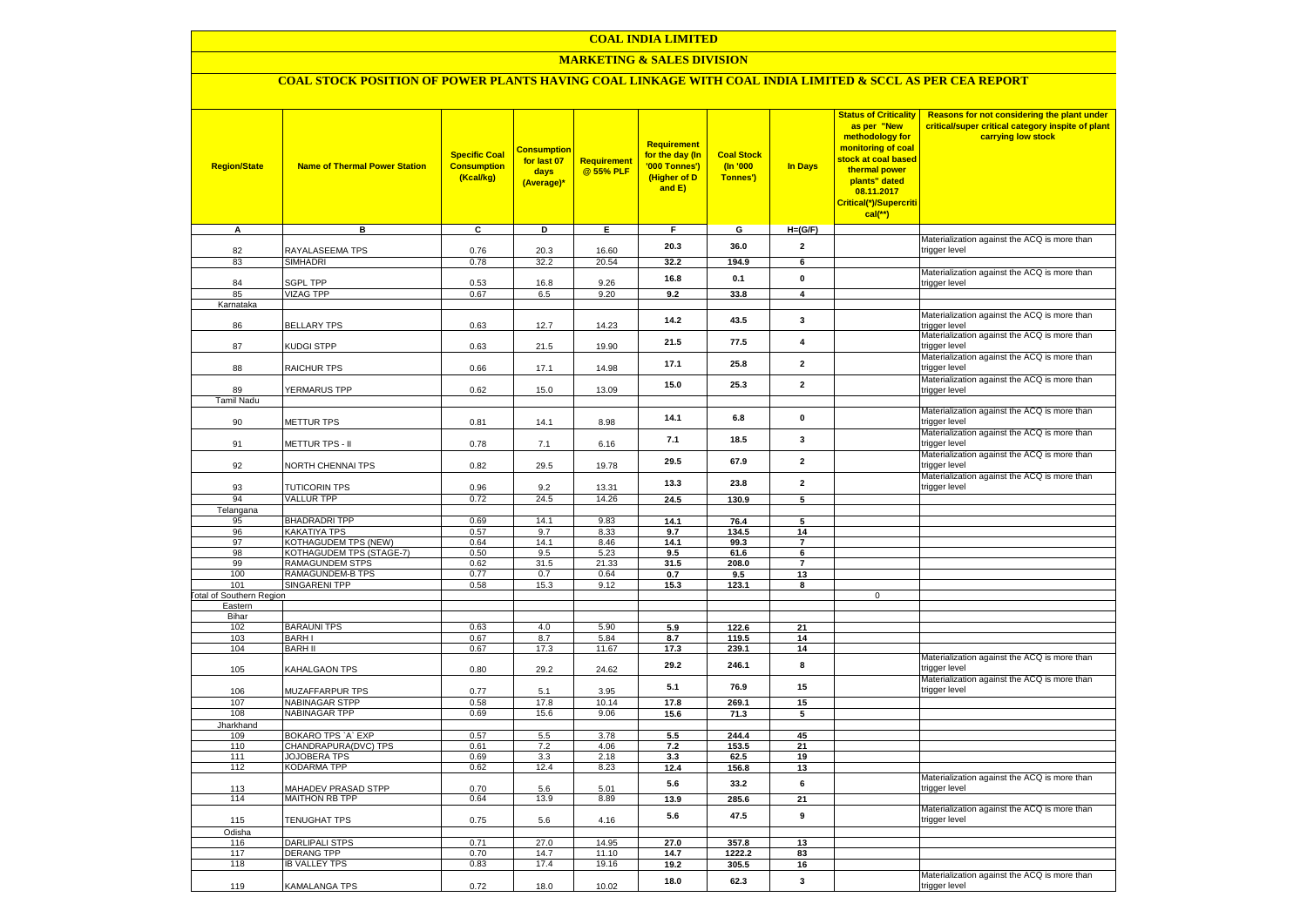# COAL INDIA LIMITED

## MARKETING & SALES DIVISION

### COAL STOCK POSITION OF POWER PLANTS HAVING COAL LINKAGE WITH COAL INDIA LIMITED & SCCL AS PER CEA REPORT

| Region/State | Name of Thermal Power Station | Specific Coal Consumption (Kcal/kg) | Consumption for last 07 days (Average)* | Requirement @ 55% PLF | Requirement for the day (In '000 Tonnes') (Higher of D and E) | Coal Stock (In '000 Tonnes') | In Days | Status of Criticality as per "New methodology for monitoring of coal stock at coal based thermal power plants" dated 08.11.2017 Critical(*)/Supercritical(**) | Reasons for not considering the plant under critical/super critical category inspite of plant carrying low stock |
|---|---|---|---|---|---|---|---|---|---|
| A | B | C | D | E | F | G | H=(G/F) | | |
| 82 | RAYALASEEMA TPS | 0.76 | 20.3 | 16.60 | 20.3 | 36.0 | 2 | | Materialization against the ACQ is more than trigger level |
| 83 | SIMHADRI | 0.78 | 32.2 | 20.54 | 32.2 | 194.9 | 6 | | |
| 84 | SGPL TPP | 0.53 | 16.8 | 9.26 | 16.8 | 0.1 | 0 | | Materialization against the ACQ is more than trigger level |
| 85 | VIZAG TPP | 0.67 | 6.5 | 9.20 | 9.2 | 33.8 | 4 | | |
| Karnataka | | | | | | | | | |
| 86 | BELLARY TPS | 0.63 | 12.7 | 14.23 | 14.2 | 43.5 | 3 | | Materialization against the ACQ is more than trigger level |
| 87 | KUDGI STPP | 0.63 | 21.5 | 19.90 | 21.5 | 77.5 | 4 | | Materialization against the ACQ is more than trigger level |
| 88 | RAICHUR TPS | 0.66 | 17.1 | 14.98 | 17.1 | 25.8 | 2 | | Materialization against the ACQ is more than trigger level |
| 89 | YERMARUS TPP | 0.62 | 15.0 | 13.09 | 15.0 | 25.3 | 2 | | Materialization against the ACQ is more than trigger level |
| Tamil Nadu | | | | | | | | | |
| 90 | METTUR TPS | 0.81 | 14.1 | 8.98 | 14.1 | 6.8 | 0 | | Materialization against the ACQ is more than trigger level |
| 91 | METTUR TPS - II | 0.78 | 7.1 | 6.16 | 7.1 | 18.5 | 3 | | Materialization against the ACQ is more than trigger level |
| 92 | NORTH CHENNAI TPS | 0.82 | 29.5 | 19.78 | 29.5 | 67.9 | 2 | | Materialization against the ACQ is more than trigger level |
| 93 | TUTICORIN TPS | 0.96 | 9.2 | 13.31 | 13.3 | 23.8 | 2 | | Materialization against the ACQ is more than trigger level |
| 94 | VALLUR TPP | 0.72 | 24.5 | 14.26 | 24.5 | 130.9 | 5 | | |
| Telangana | | | | | | | | | |
| 95 | BHADRADRI TPP | 0.69 | 14.1 | 9.83 | 14.1 | 76.4 | 5 | | |
| 96 | KAKATIYA TPS | 0.57 | 9.7 | 8.33 | 9.7 | 134.5 | 14 | | |
| 97 | KOTHAGUDEM TPS (NEW) | 0.64 | 14.1 | 8.46 | 14.1 | 99.3 | 7 | | |
| 98 | KOTHAGUDEM TPS (STAGE-7) | 0.50 | 9.5 | 5.23 | 9.5 | 61.6 | 6 | | |
| 99 | RAMAGUNDEM STPS | 0.62 | 31.5 | 21.33 | 31.5 | 208.0 | 7 | | |
| 100 | RAMAGUNDEM-B TPS | 0.77 | 0.7 | 0.64 | 0.7 | 9.5 | 13 | | |
| 101 | SINGARENI TPP | 0.58 | 15.3 | 9.12 | 15.3 | 123.1 | 8 | | |
| Total of Southern Region | | | | | | | | 0 | |
| Eastern | | | | | | | | | |
| Bihar | | | | | | | | | |
| 102 | BARAUNI TPS | 0.63 | 4.0 | 5.90 | 5.9 | 122.6 | 21 | | |
| 103 | BARH I | 0.67 | 8.7 | 5.84 | 8.7 | 119.5 | 14 | | |
| 104 | BARH II | 0.67 | 17.3 | 11.67 | 17.3 | 239.1 | 14 | | |
| 105 | KAHALGAON TPS | 0.80 | 29.2 | 24.62 | 29.2 | 246.1 | 8 | | Materialization against the ACQ is more than trigger level |
| 106 | MUZAFFARPUR TPS | 0.77 | 5.1 | 3.95 | 5.1 | 76.9 | 15 | | Materialization against the ACQ is more than trigger level |
| 107 | NABINAGAR STPP | 0.58 | 17.8 | 10.14 | 17.8 | 269.1 | 15 | | |
| 108 | NABINAGAR TPP | 0.69 | 15.6 | 9.06 | 15.6 | 71.3 | 5 | | |
| Jharkhand | | | | | | | | | |
| 109 | BOKARO TPS `A` EXP | 0.57 | 5.5 | 3.78 | 5.5 | 244.4 | 45 | | |
| 110 | CHANDRAPURA(DVC) TPS | 0.61 | 7.2 | 4.06 | 7.2 | 153.5 | 21 | | |
| 111 | JOJOBERA TPS | 0.69 | 3.3 | 2.18 | 3.3 | 62.5 | 19 | | |
| 112 | KODARMA TPP | 0.62 | 12.4 | 8.23 | 12.4 | 156.8 | 13 | | |
| 113 | MAHADEV PRASAD STPP | 0.70 | 5.6 | 5.01 | 5.6 | 33.2 | 6 | | Materialization against the ACQ is more than trigger level |
| 114 | MAITHON RB TPP | 0.64 | 13.9 | 8.89 | 13.9 | 285.6 | 21 | | |
| 115 | TENUGHAT TPS | 0.75 | 5.6 | 4.16 | 5.6 | 47.5 | 9 | | Materialization against the ACQ is more than trigger level |
| Odisha | | | | | | | | | |
| 116 | DARLIPALI STPS | 0.71 | 27.0 | 14.95 | 27.0 | 357.8 | 13 | | |
| 117 | DERANG TPP | 0.70 | 14.7 | 11.10 | 14.7 | 1222.2 | 83 | | |
| 118 | IB VALLEY TPS | 0.83 | 17.4 | 19.16 | 19.2 | 305.5 | 16 | | |
| 119 | KAMALANGA TPS | 0.72 | 18.0 | 10.02 | 18.0 | 62.3 | 3 | | Materialization against the ACQ is more than trigger level |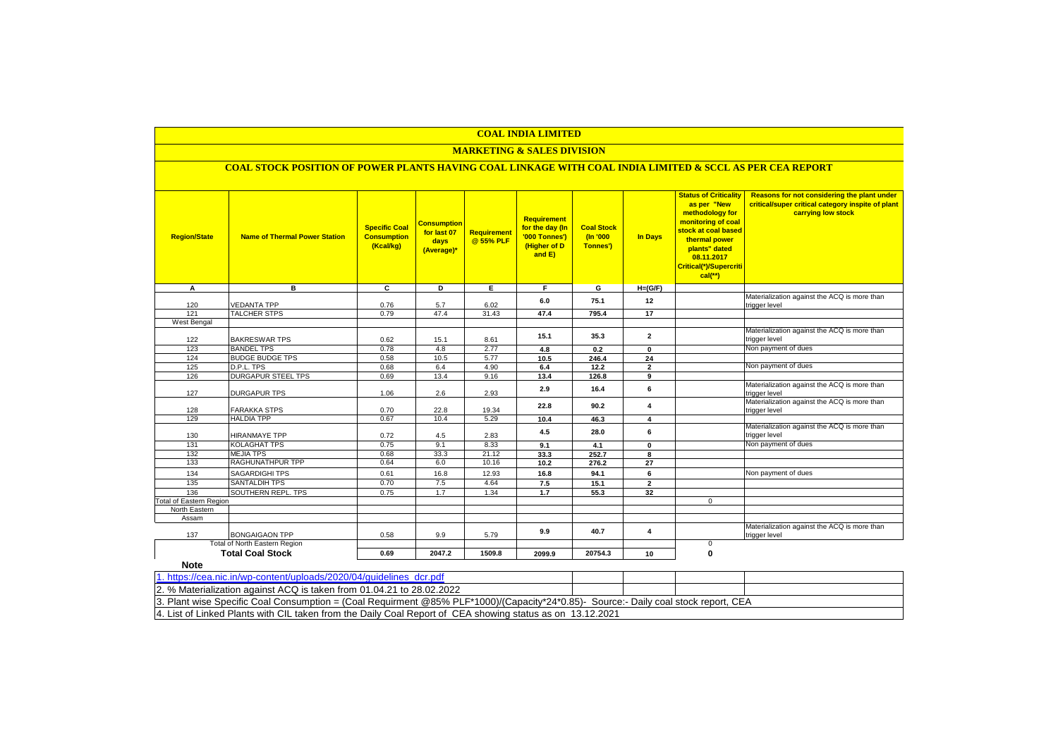# COAL INDIA LIMITED

## MARKETING & SALES DIVISION

### COAL STOCK POSITION OF POWER PLANTS HAVING COAL LINKAGE WITH COAL INDIA LIMITED & SCCL AS PER CEA REPORT

| Region/State | Name of Thermal Power Station | Specific Coal Consumption (Kcal/kg) | Consumption for last 07 days (Average)* | Requirement @ 55% PLF | Requirement for the day (In '000 Tonnes') (Higher of D and E) | Coal Stock (In '000 Tonnes') | In Days | Status of Criticality as per "New methodology for monitoring of coal stock at coal based thermal power plants" dated 08.11.2017 Critical(*)/Supercritical(**) | Reasons for not considering the plant under critical/super critical category inspite of plant carrying low stock |
|---|---|---|---|---|---|---|---|---|---|
| A | B | C | D | E | F | G | H=(G/F) | | |
| 120 | VEDANTA TPP | 0.76 | 5.7 | 6.02 | 6.0 | 75.1 | 12 | | Materialization against the ACQ is more than trigger level |
| 121 | TALCHER STPS | 0.79 | 47.4 | 31.43 | 47.4 | 795.4 | 17 | | |
| West Bengal | | | | | | | | | |
| 122 | BAKRESWAR TPS | 0.62 | 15.1 | 8.61 | 15.1 | 35.3 | 2 | | Materialization against the ACQ is more than trigger level |
| 123 | BANDEL TPS | 0.78 | 4.8 | 2.77 | 4.8 | 0.2 | 0 | | Non payment of dues |
| 124 | BUDGE BUDGE TPS | 0.58 | 10.5 | 5.77 | 10.5 | 246.4 | 24 | | |
| 125 | D.P.L. TPS | 0.68 | 6.4 | 4.90 | 6.4 | 12.2 | 2 | | Non payment of dues |
| 126 | DURGAPUR STEEL TPS | 0.69 | 13.4 | 9.16 | 13.4 | 126.8 | 9 | | |
| 127 | DURGAPUR TPS | 1.06 | 2.6 | 2.93 | 2.9 | 16.4 | 6 | | Materialization against the ACQ is more than trigger level |
| 128 | FARAKKA STPS | 0.70 | 22.8 | 19.34 | 22.8 | 90.2 | 4 | | Materialization against the ACQ is more than trigger level |
| 129 | HALDIA TPP | 0.67 | 10.4 | 5.29 | 10.4 | 46.3 | 4 | | |
| 130 | HIRANMAYE TPP | 0.72 | 4.5 | 2.83 | 4.5 | 28.0 | 6 | | Materialization against the ACQ is more than trigger level |
| 131 | KOLAGHAT TPS | 0.75 | 9.1 | 8.33 | 9.1 | 4.1 | 0 | | Non payment of dues |
| 132 | MEJIA TPS | 0.68 | 33.3 | 21.12 | 33.3 | 252.7 | 8 | | |
| 133 | RAGHUNATHPUR TPP | 0.64 | 6.0 | 10.16 | 10.2 | 276.2 | 27 | | |
| 134 | SAGARDIGHI TPS | 0.61 | 16.8 | 12.93 | 16.8 | 94.1 | 6 | | Non payment of dues |
| 135 | SANTALDIH TPS | 0.70 | 7.5 | 4.64 | 7.5 | 15.1 | 2 | | |
| 136 | SOUTHERN REPL. TPS | 0.75 | 1.7 | 1.34 | 1.7 | 55.3 | 32 | | |
| Total of Eastern Region | | | | | | | | 0 | |
| North Eastern | | | | | | | | | |
| Assam | | | | | | | | | |
| 137 | BONGAIGAON TPP | 0.58 | 9.9 | 5.79 | 9.9 | 40.7 | 4 | | Materialization against the ACQ is more than trigger level |
| Total of North Eastern Region | | | | | | | | 0 | |
| Total Coal Stock | | 0.69 | 2047.2 | 1509.8 | 2099.9 | 20754.3 | 10 | 0 | |

**Note**

1. https://cea.nic.in/wp-content/uploads/2020/04/guidelines_dcr.pdf
2. % Materialization against ACQ is taken from 01.04.21 to 28.02.2022
3. Plant wise Specific Coal Consumption = (Coal Requirment @85% PLF*1000)/(Capacity*24*0.85)- Source:- Daily coal stock report, CEA
4. List of Linked Plants with CIL taken from the Daily Coal Report of CEA showing status as on 13.12.2021